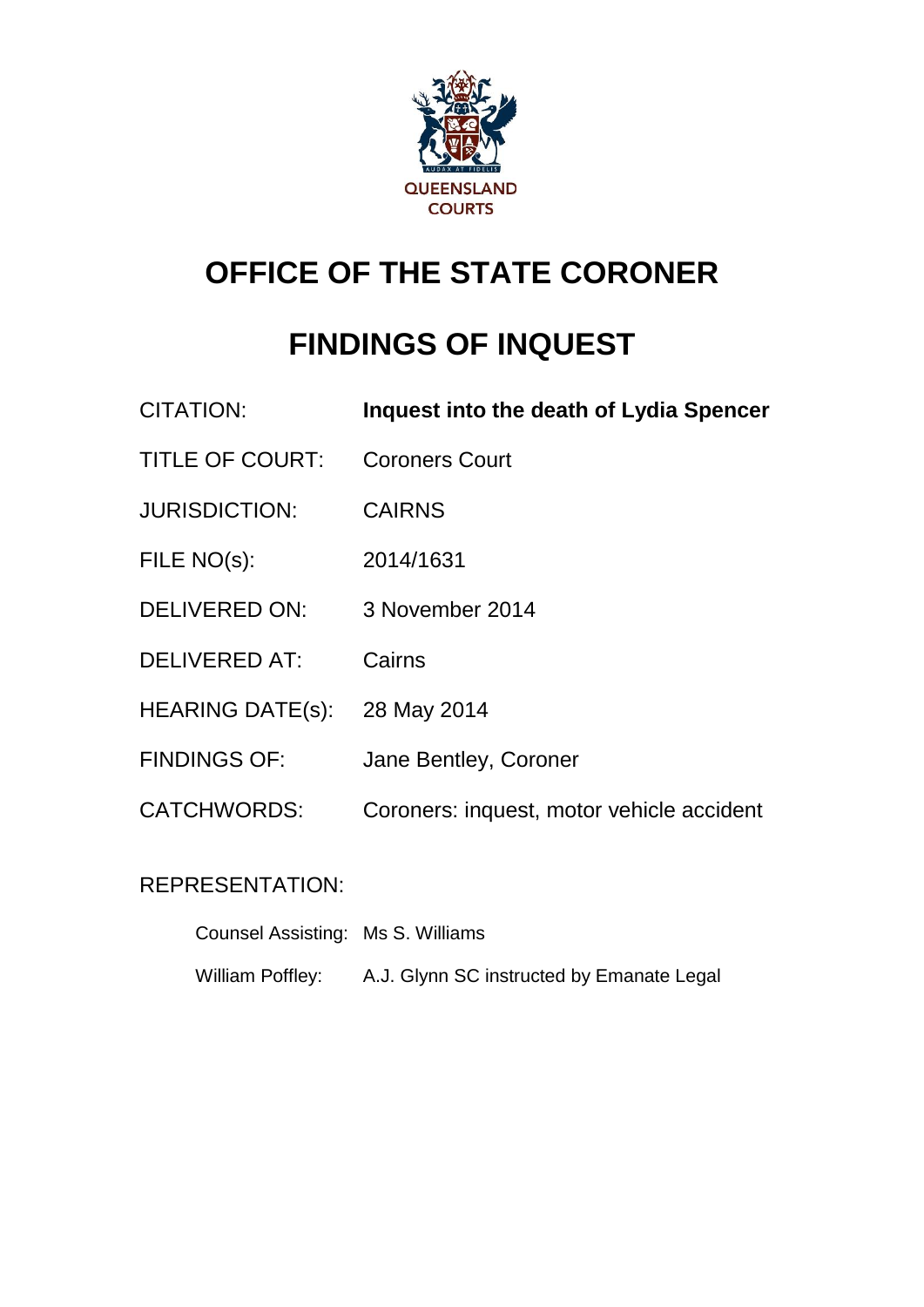QUEENSLAND COURTS

# OFFICE OF THE STATE CORONER

# FINDINGS OF INQUEST

| | |
|---|---|
| CITATION: | **Inquest into the death of Lydia Spencer** |
| TITLE OF COURT: | Coroners Court |
| JURISDICTION: | CAIRNS |
| FILE NO(s): | 2014/1631 |
| DELIVERED ON: | 3 November 2014 |
| DELIVERED AT: | Cairns |
| HEARING DATE(s): | 28 May 2014 |
| FINDINGS OF: | Jane Bentley, Coroner |
| CATCHWORDS: | Coroners: inquest, motor vehicle accident |

REPRESENTATION:

| | |
|---|---|
| Counsel Assisting: | Ms S. Williams |
| William Poffley: | A.J. Glynn SC instructed by Emanate Legal |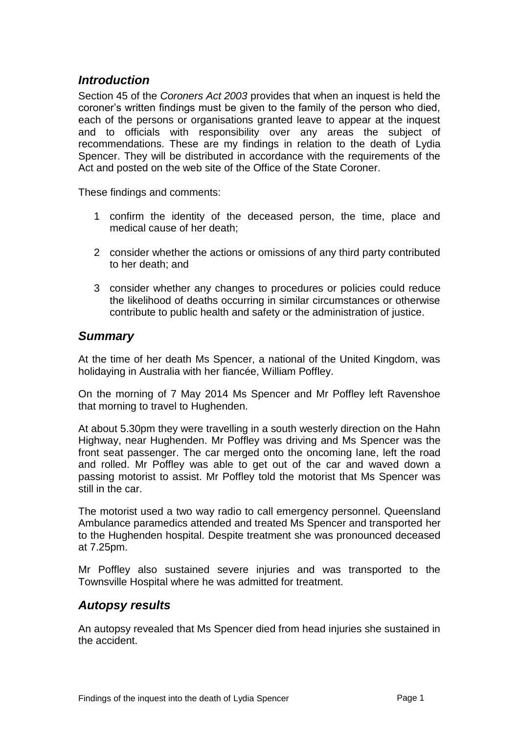## *Introduction*

Section 45 of the *Coroners Act 2003* provides that when an inquest is held the coroner's written findings must be given to the family of the person who died, each of the persons or organisations granted leave to appear at the inquest and to officials with responsibility over any areas the subject of recommendations. These are my findings in relation to the death of Lydia Spencer. They will be distributed in accordance with the requirements of the Act and posted on the web site of the Office of the State Coroner.

These findings and comments:

1. confirm the identity of the deceased person, the time, place and medical cause of her death;
2. consider whether the actions or omissions of any third party contributed to her death; and
3. consider whether any changes to procedures or policies could reduce the likelihood of deaths occurring in similar circumstances or otherwise contribute to public health and safety or the administration of justice.

## *Summary*

At the time of her death Ms Spencer, a national of the United Kingdom, was holidaying in Australia with her fiancée, William Poffley.

On the morning of 7 May 2014 Ms Spencer and Mr Poffley left Ravenshoe that morning to travel to Hughenden.

At about 5.30pm they were travelling in a south westerly direction on the Hahn Highway, near Hughenden. Mr Poffley was driving and Ms Spencer was the front seat passenger. The car merged onto the oncoming lane, left the road and rolled. Mr Poffley was able to get out of the car and waved down a passing motorist to assist. Mr Poffley told the motorist that Ms Spencer was still in the car.

The motorist used a two way radio to call emergency personnel. Queensland Ambulance paramedics attended and treated Ms Spencer and transported her to the Hughenden hospital. Despite treatment she was pronounced deceased at 7.25pm.

Mr Poffley also sustained severe injuries and was transported to the Townsville Hospital where he was admitted for treatment.

## *Autopsy results*

An autopsy revealed that Ms Spencer died from head injuries she sustained in the accident.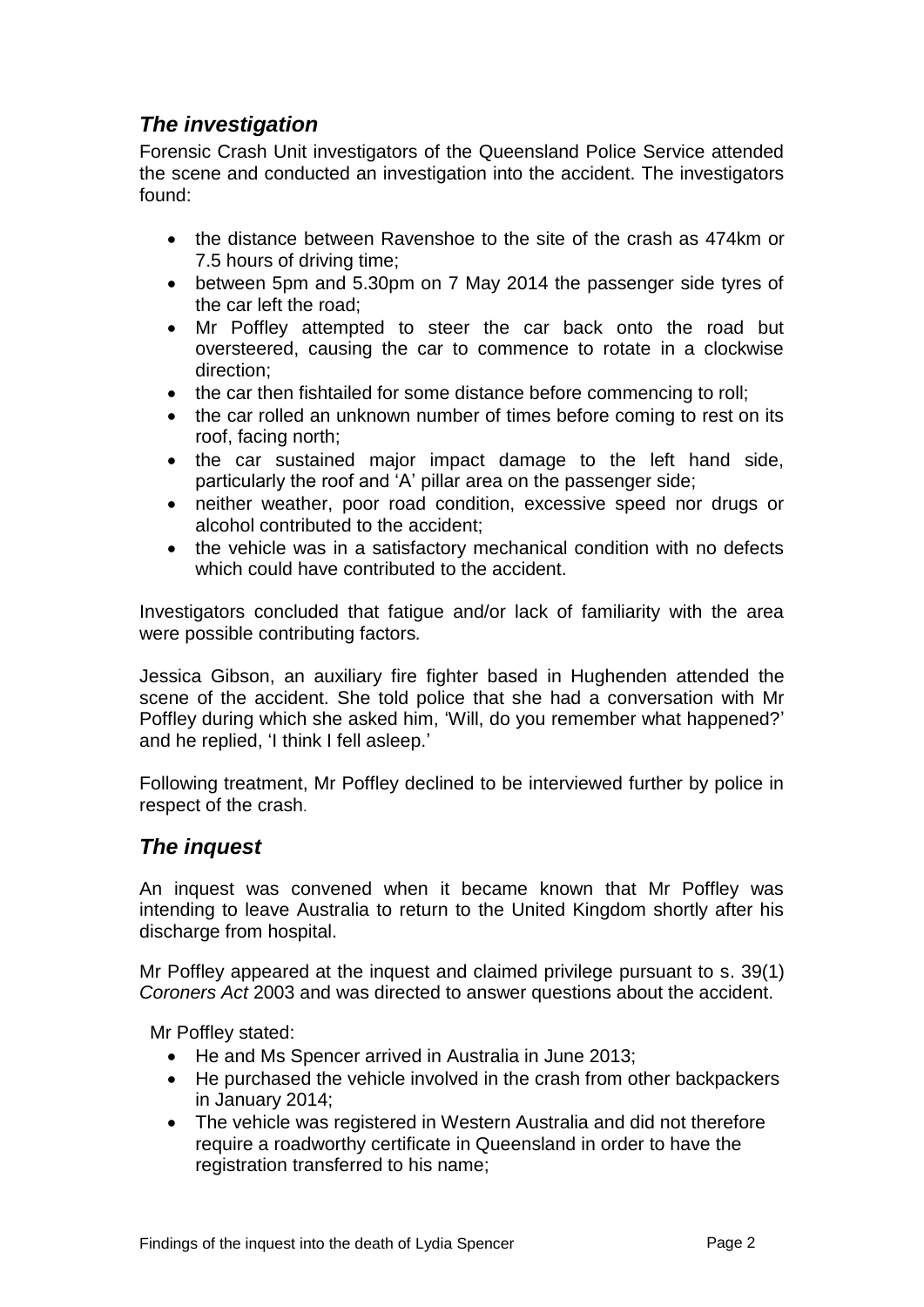## *The investigation*

Forensic Crash Unit investigators of the Queensland Police Service attended the scene and conducted an investigation into the accident. The investigators found:

- the distance between Ravenshoe to the site of the crash as 474km or 7.5 hours of driving time;
- between 5pm and 5.30pm on 7 May 2014 the passenger side tyres of the car left the road;
- Mr Poffley attempted to steer the car back onto the road but oversteered, causing the car to commence to rotate in a clockwise direction;
- the car then fishtailed for some distance before commencing to roll;
- the car rolled an unknown number of times before coming to rest on its roof, facing north;
- the car sustained major impact damage to the left hand side, particularly the roof and 'A' pillar area on the passenger side;
- neither weather, poor road condition, excessive speed nor drugs or alcohol contributed to the accident;
- the vehicle was in a satisfactory mechanical condition with no defects which could have contributed to the accident.

Investigators concluded that fatigue and/or lack of familiarity with the area were possible contributing factors.

Jessica Gibson, an auxiliary fire fighter based in Hughenden attended the scene of the accident. She told police that she had a conversation with Mr Poffley during which she asked him, 'Will, do you remember what happened?' and he replied, 'I think I fell asleep.'

Following treatment, Mr Poffley declined to be interviewed further by police in respect of the crash.

## *The inquest*

An inquest was convened when it became known that Mr Poffley was intending to leave Australia to return to the United Kingdom shortly after his discharge from hospital.

Mr Poffley appeared at the inquest and claimed privilege pursuant to s. 39(1) *Coroners Act* 2003 and was directed to answer questions about the accident.

Mr Poffley stated:

- He and Ms Spencer arrived in Australia in June 2013;
- He purchased the vehicle involved in the crash from other backpackers in January 2014;
- The vehicle was registered in Western Australia and did not therefore require a roadworthy certificate in Queensland in order to have the registration transferred to his name;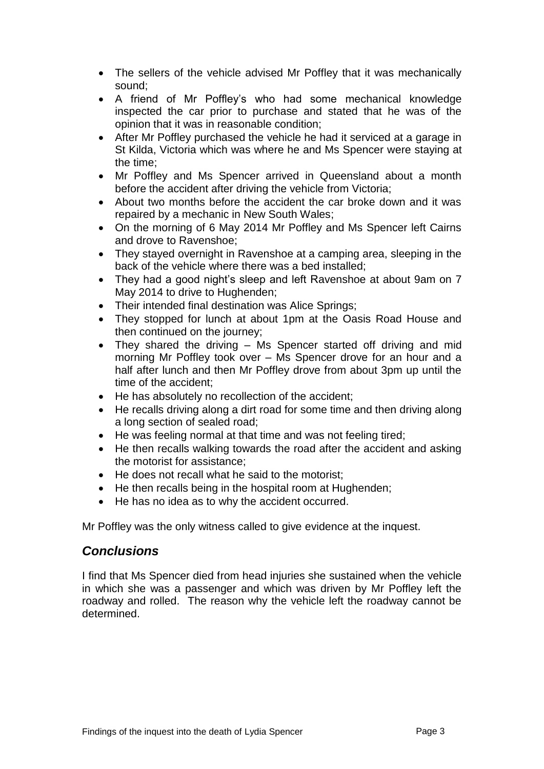- The sellers of the vehicle advised Mr Poffley that it was mechanically sound;
- A friend of Mr Poffley's who had some mechanical knowledge inspected the car prior to purchase and stated that he was of the opinion that it was in reasonable condition;
- After Mr Poffley purchased the vehicle he had it serviced at a garage in St Kilda, Victoria which was where he and Ms Spencer were staying at the time;
- Mr Poffley and Ms Spencer arrived in Queensland about a month before the accident after driving the vehicle from Victoria;
- About two months before the accident the car broke down and it was repaired by a mechanic in New South Wales;
- On the morning of 6 May 2014 Mr Poffley and Ms Spencer left Cairns and drove to Ravenshoe;
- They stayed overnight in Ravenshoe at a camping area, sleeping in the back of the vehicle where there was a bed installed;
- They had a good night's sleep and left Ravenshoe at about 9am on 7 May 2014 to drive to Hughenden;
- Their intended final destination was Alice Springs;
- They stopped for lunch at about 1pm at the Oasis Road House and then continued on the journey;
- They shared the driving – Ms Spencer started off driving and mid morning Mr Poffley took over – Ms Spencer drove for an hour and a half after lunch and then Mr Poffley drove from about 3pm up until the time of the accident;
- He has absolutely no recollection of the accident;
- He recalls driving along a dirt road for some time and then driving along a long section of sealed road;
- He was feeling normal at that time and was not feeling tired;
- He then recalls walking towards the road after the accident and asking the motorist for assistance;
- He does not recall what he said to the motorist;
- He then recalls being in the hospital room at Hughenden;
- He has no idea as to why the accident occurred.

Mr Poffley was the only witness called to give evidence at the inquest.

## *Conclusions*

I find that Ms Spencer died from head injuries she sustained when the vehicle in which she was a passenger and which was driven by Mr Poffley left the roadway and rolled. The reason why the vehicle left the roadway cannot be determined.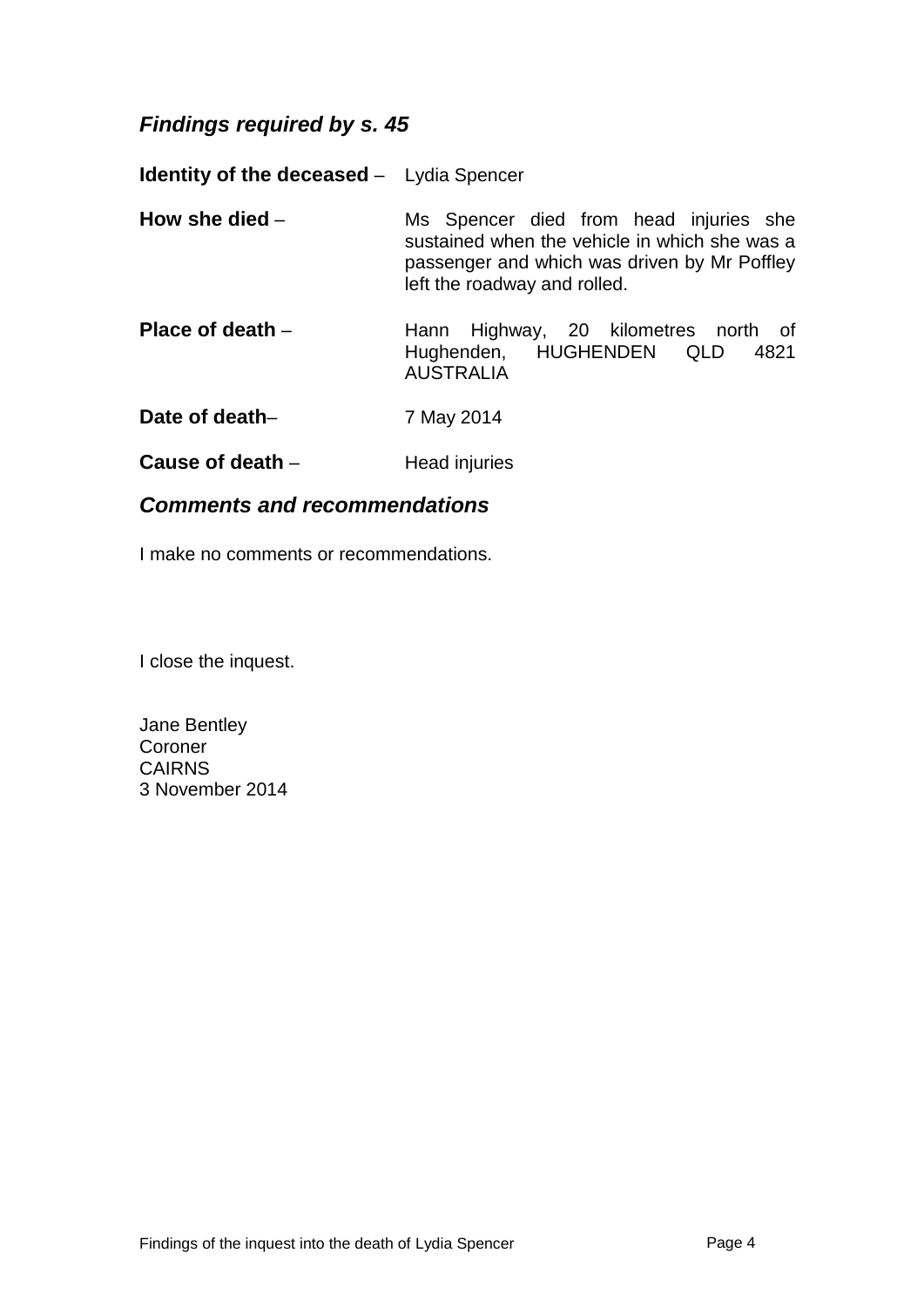## *Findings required by s. 45*

**Identity of the deceased** – Lydia Spencer

**How she died** – Ms Spencer died from head injuries she sustained when the vehicle in which she was a passenger and which was driven by Mr Poffley left the roadway and rolled.

**Place of death** – Hann Highway, 20 kilometres north of Hughenden, HUGHENDEN QLD 4821 AUSTRALIA

**Date of death**– 7 May 2014

**Cause of death** – Head injuries

## *Comments and recommendations*

I make no comments or recommendations.

I close the inquest.

Jane Bentley
Coroner
CAIRNS
3 November 2014